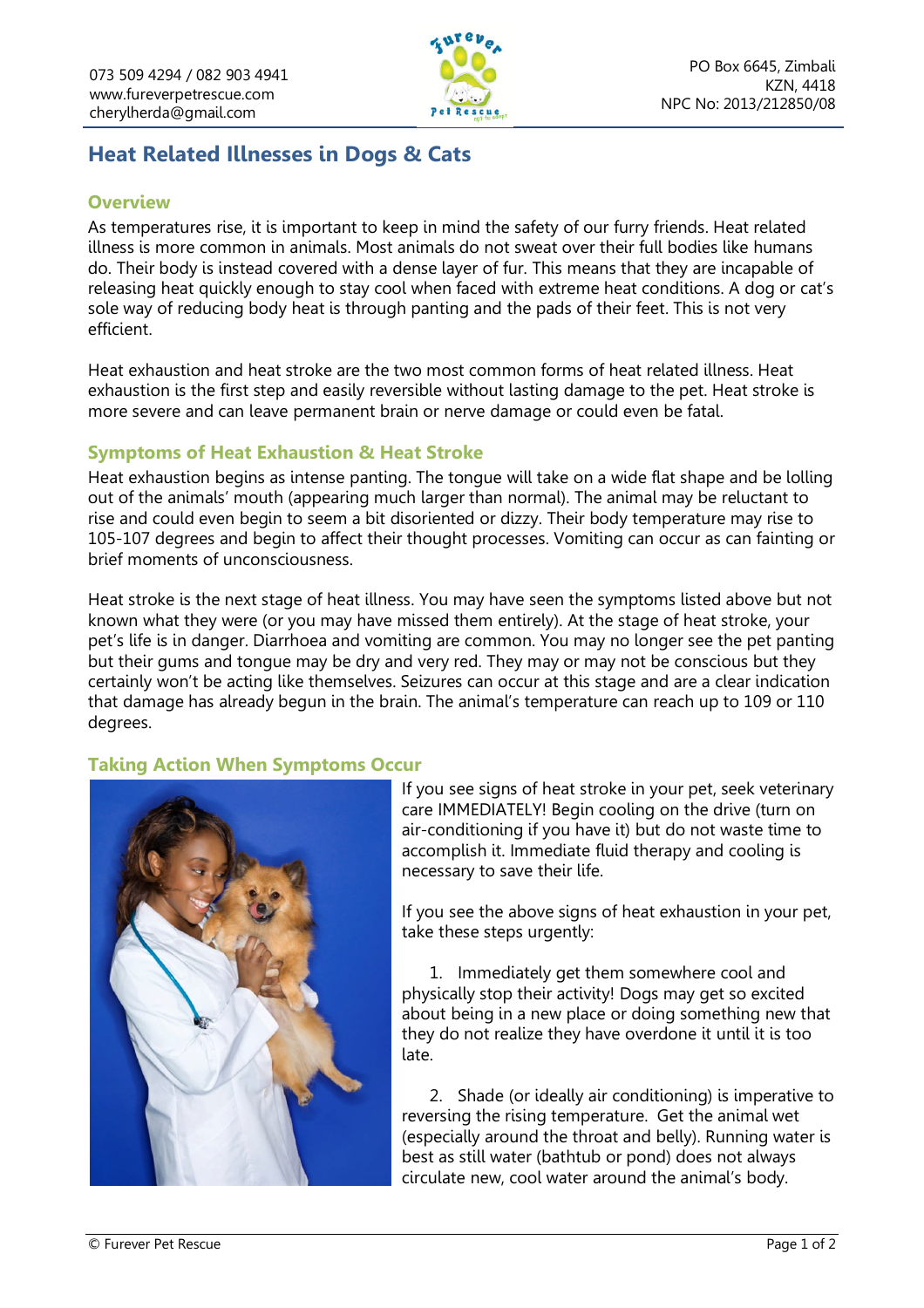073 509 4294 / 082 903 4941
www.fureverpetrescue.com
cherylherda@gmail.com

PO Box 6645, Zimbali
KZN, 4418
NPC No: 2013/212850/08

# Heat Related Illnesses in Dogs & Cats

## Overview

As temperatures rise, it is important to keep in mind the safety of our furry friends. Heat related illness is more common in animals. Most animals do not sweat over their full bodies like humans do. Their body is instead covered with a dense layer of fur. This means that they are incapable of releasing heat quickly enough to stay cool when faced with extreme heat conditions. A dog or cat's sole way of reducing body heat is through panting and the pads of their feet. This is not very efficient.

Heat exhaustion and heat stroke are the two most common forms of heat related illness. Heat exhaustion is the first step and easily reversible without lasting damage to the pet. Heat stroke is more severe and can leave permanent brain or nerve damage or could even be fatal.

## Symptoms of Heat Exhaustion & Heat Stroke

Heat exhaustion begins as intense panting. The tongue will take on a wide flat shape and be lolling out of the animals' mouth (appearing much larger than normal). The animal may be reluctant to rise and could even begin to seem a bit disoriented or dizzy. Their body temperature may rise to 105-107 degrees and begin to affect their thought processes. Vomiting can occur as can fainting or brief moments of unconsciousness.

Heat stroke is the next stage of heat illness. You may have seen the symptoms listed above but not known what they were (or you may have missed them entirely). At the stage of heat stroke, your pet's life is in danger. Diarrhoea and vomiting are common. You may no longer see the pet panting but their gums and tongue may be dry and very red. They may or may not be conscious but they certainly won't be acting like themselves. Seizures can occur at this stage and are a clear indication that damage has already begun in the brain. The animal's temperature can reach up to 109 or 110 degrees.

## Taking Action When Symptoms Occur

If you see signs of heat stroke in your pet, seek veterinary care IMMEDIATELY! Begin cooling on the drive (turn on air-conditioning if you have it) but do not waste time to accomplish it. Immediate fluid therapy and cooling is necessary to save their life.

If you see the above signs of heat exhaustion in your pet, take these steps urgently:

1. Immediately get them somewhere cool and physically stop their activity! Dogs may get so excited about being in a new place or doing something new that they do not realize they have overdone it until it is too late.

2. Shade (or ideally air conditioning) is imperative to reversing the rising temperature. Get the animal wet (especially around the throat and belly). Running water is best as still water (bathtub or pond) does not always circulate new, cool water around the animal's body.

© Furever Pet Rescue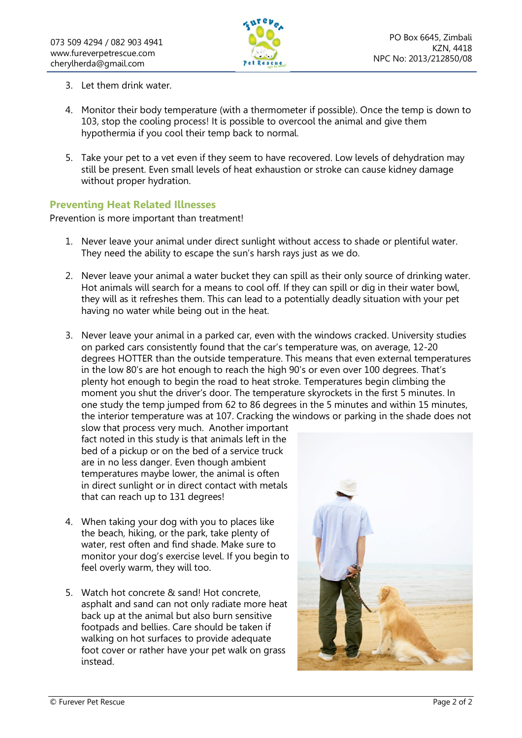3. Let them drink water.

4. Monitor their body temperature (with a thermometer if possible). Once the temp is down to 103, stop the cooling process! It is possible to overcool the animal and give them hypothermia if you cool their temp back to normal.

5. Take your pet to a vet even if they seem to have recovered. Low levels of dehydration may still be present. Even small levels of heat exhaustion or stroke can cause kidney damage without proper hydration.

## Preventing Heat Related Illnesses

Prevention is more important than treatment!

1. Never leave your animal under direct sunlight without access to shade or plentiful water. They need the ability to escape the sun's harsh rays just as we do.

2. Never leave your animal a water bucket they can spill as their only source of drinking water. Hot animals will search for a means to cool off. If they can spill or dig in their water bowl, they will as it refreshes them. This can lead to a potentially deadly situation with your pet having no water while being out in the heat.

3. Never leave your animal in a parked car, even with the windows cracked. University studies on parked cars consistently found that the car's temperature was, on average, 12-20 degrees HOTTER than the outside temperature. This means that even external temperatures in the low 80's are hot enough to reach the high 90's or even over 100 degrees. That's plenty hot enough to begin the road to heat stroke. Temperatures begin climbing the moment you shut the driver's door. The temperature skyrockets in the first 5 minutes. In one study the temp jumped from 62 to 86 degrees in the 5 minutes and within 15 minutes, the interior temperature was at 107. Cracking the windows or parking in the shade does not slow that process very much. Another important fact noted in this study is that animals left in the bed of a pickup or on the bed of a service truck are in no less danger. Even though ambient temperatures maybe lower, the animal is often in direct sunlight or in direct contact with metals that can reach up to 131 degrees!

4. When taking your dog with you to places like the beach, hiking, or the park, take plenty of water, rest often and find shade. Make sure to monitor your dog's exercise level. If you begin to feel overly warm, they will too.

5. Watch hot concrete & sand! Hot concrete, asphalt and sand can not only radiate more heat back up at the animal but also burn sensitive footpads and bellies. Care should be taken if walking on hot surfaces to provide adequate foot cover or rather have your pet walk on grass instead.